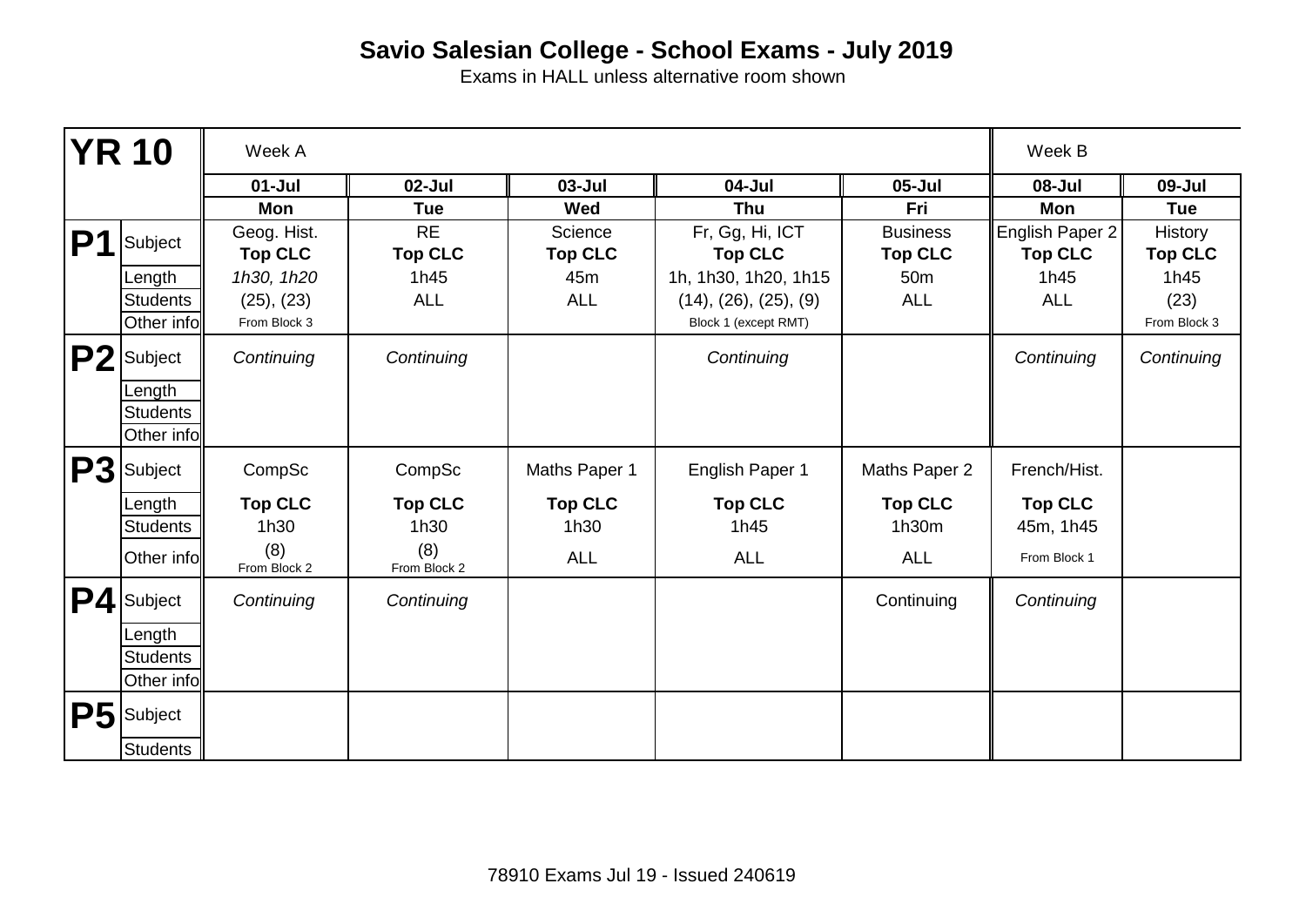# Savio Salesian College - School Exams - July 2019

Exams in HALL unless alternative room shown

| YR 10 | | Week A | | | | | Week B | |
|---|---|---|---|---|---|---|---|---|
| | | 01-Jul | 02-Jul | 03-Jul | 04-Jul | 05-Jul | 08-Jul | 09-Jul |
| | | Mon | Tue | Wed | Thu | Fri | Mon | Tue |
| P1 | Subject | Geog. Hist.<br>**Top CLC** | RE<br>**Top CLC** | Science<br>**Top CLC** | Fr, Gg, Hi, ICT<br>**Top CLC** | Business<br>**Top CLC** | English Paper 2<br>**Top CLC** | History<br>**Top CLC** |
| | Length | *1h30, 1h20* | 1h45 | 45m | 1h, 1h30, 1h20, 1h15 | 50m | 1h45 | 1h45 |
| | Students | (25), (23) | ALL | ALL | (14), (26), (25), (9) | ALL | ALL | (23) |
| | Other info | From Block 3 | | | Block 1 (except RMT) | | | From Block 3 |
| P2 | Subject | *Continuing* | *Continuing* | | *Continuing* | | *Continuing* | *Continuing* |
| | Length | | | | | | | |
| | Students | | | | | | | |
| | Other info | | | | | | | |
| P3 | Subject | CompSc | CompSc | Maths Paper 1 | English Paper 1 | Maths Paper 2 | French/Hist. | |
| | Length | **Top CLC** | **Top CLC** | **Top CLC** | **Top CLC** | **Top CLC** | **Top CLC** | |
| | Students | 1h30 | 1h30 | 1h30 | 1h45 | 1h30m | 45m, 1h45 | |
| | Other info | (8)<br>From Block 2 | (8)<br>From Block 2 | ALL | ALL | ALL | From Block 1 | |
| P4 | Subject | *Continuing* | *Continuing* | | | Continuing | *Continuing* | |
| | Length | | | | | | | |
| | Students | | | | | | | |
| | Other info | | | | | | | |
| P5 | Subject | | | | | | | |
| | Students | | | | | | | |

78910 Exams Jul 19 - Issued 240619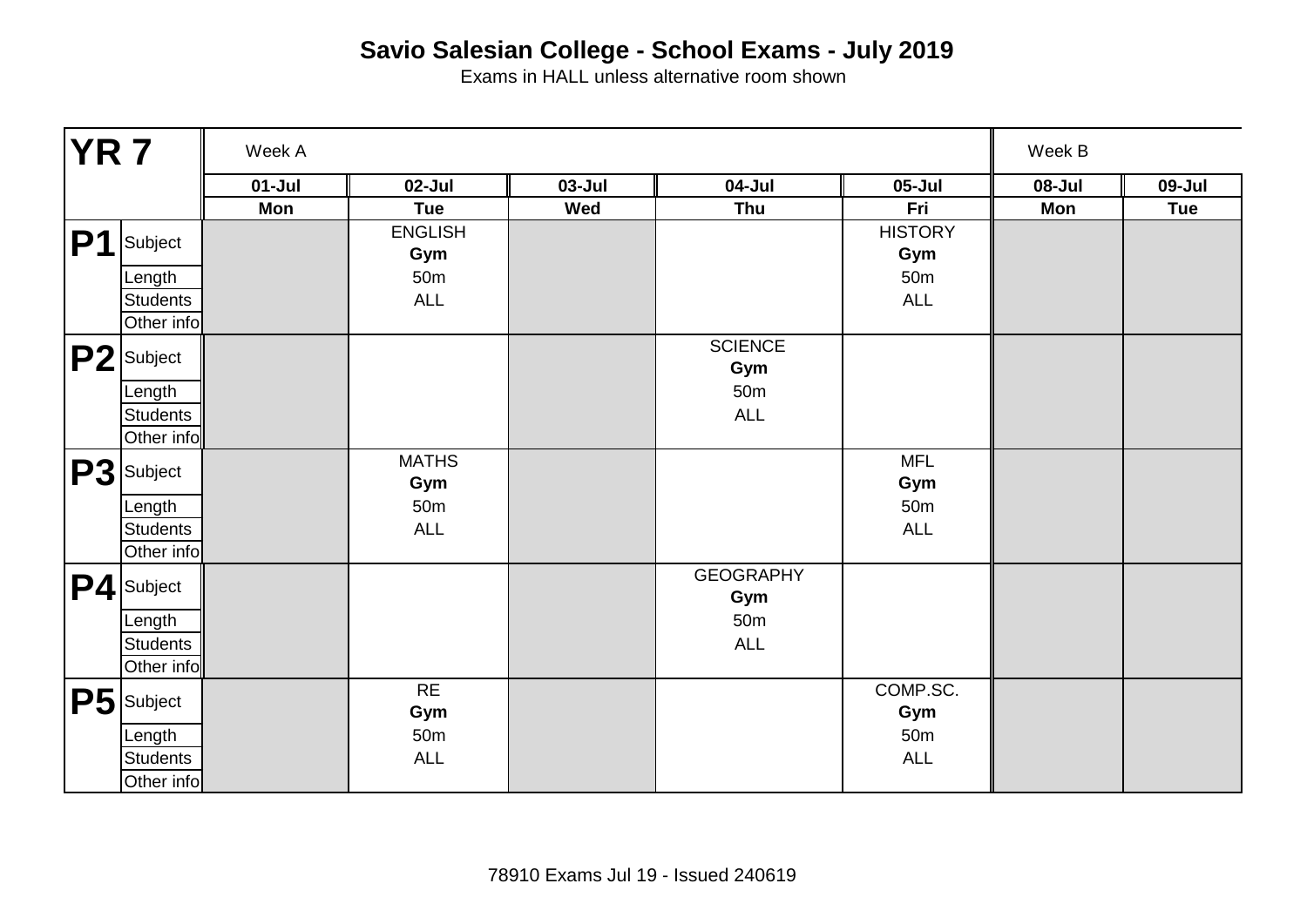# Savio Salesian College - School Exams - July 2019

Exams in HALL unless alternative room shown

| YR 7 | | Week A | | | | | Week B | |
|---|---|---|---|---|---|---|---|---|
| | | 01-Jul | 02-Jul | 03-Jul | 04-Jul | 05-Jul | 08-Jul | 09-Jul |
| | | Mon | Tue | Wed | Thu | Fri | Mon | Tue |
| P1 | Subject | | ENGLISH **Gym** | | | HISTORY **Gym** | | |
| | Length | | 50m | | | 50m | | |
| | Students | | ALL | | | ALL | | |
| | Other info | | | | | | | |
| P2 | Subject | | | | SCIENCE **Gym** | | | |
| | Length | | | | 50m | | | |
| | Students | | | | ALL | | | |
| | Other info | | | | | | | |
| P3 | Subject | | MATHS **Gym** | | | MFL **Gym** | | |
| | Length | | 50m | | | 50m | | |
| | Students | | ALL | | | ALL | | |
| | Other info | | | | | | | |
| P4 | Subject | | | | GEOGRAPHY **Gym** | | | |
| | Length | | | | 50m | | | |
| | Students | | | | ALL | | | |
| | Other info | | | | | | | |
| P5 | Subject | | RE **Gym** | | | COMP.SC. **Gym** | | |
| | Length | | 50m | | | 50m | | |
| | Students | | ALL | | | ALL | | |
| | Other info | | | | | | | |

78910 Exams Jul 19 - Issued 240619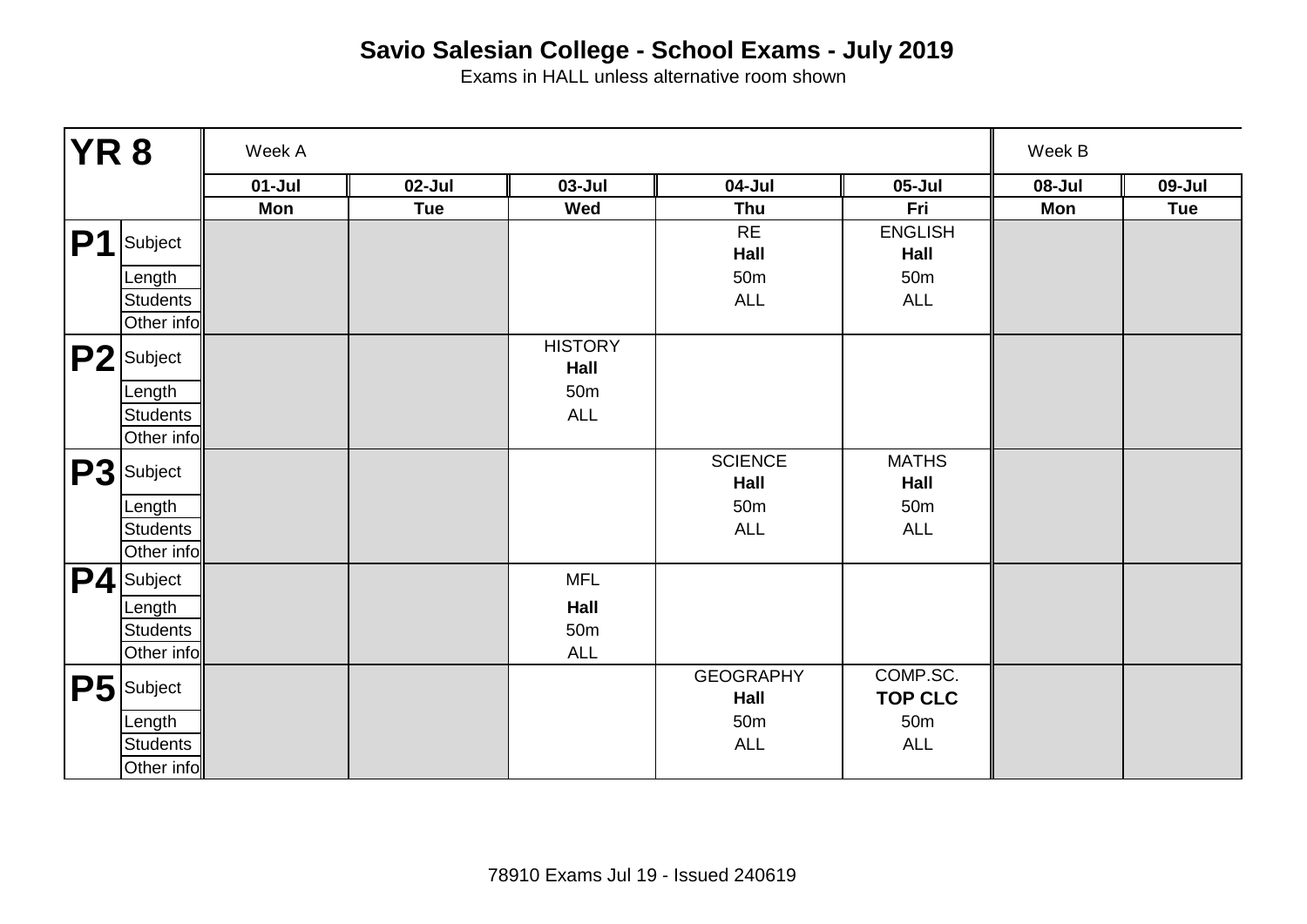# Savio Salesian College - School Exams - July 2019

Exams in HALL unless alternative room shown

| YR 8 | | Week A | | | | | Week B | |
|---|---|---|---|---|---|---|---|---|
| | | 01-Jul | 02-Jul | 03-Jul | 04-Jul | 05-Jul | 08-Jul | 09-Jul |
| | | Mon | Tue | Wed | Thu | Fri | Mon | Tue |
| P1 | Subject | | | | RE **Hall** | ENGLISH **Hall** | | |
| | Length | | | | 50m | 50m | | |
| | Students | | | | ALL | ALL | | |
| | Other info | | | | | | | |
| P2 | Subject | | | HISTORY **Hall** | | | | |
| | Length | | | 50m | | | | |
| | Students | | | ALL | | | | |
| | Other info | | | | | | | |
| P3 | Subject | | | | SCIENCE **Hall** | MATHS **Hall** | | |
| | Length | | | | 50m | 50m | | |
| | Students | | | | ALL | ALL | | |
| | Other info | | | | | | | |
| P4 | Subject | | | MFL | | | | |
| | Length | | | **Hall** | | | | |
| | Students | | | 50m | | | | |
| | Other info | | | ALL | | | | |
| P5 | Subject | | | | GEOGRAPHY **Hall** | COMP.SC. **TOP CLC** | | |
| | Length | | | | 50m | 50m | | |
| | Students | | | | ALL | ALL | | |
| | Other info | | | | | | | |

78910 Exams Jul 19 - Issued 240619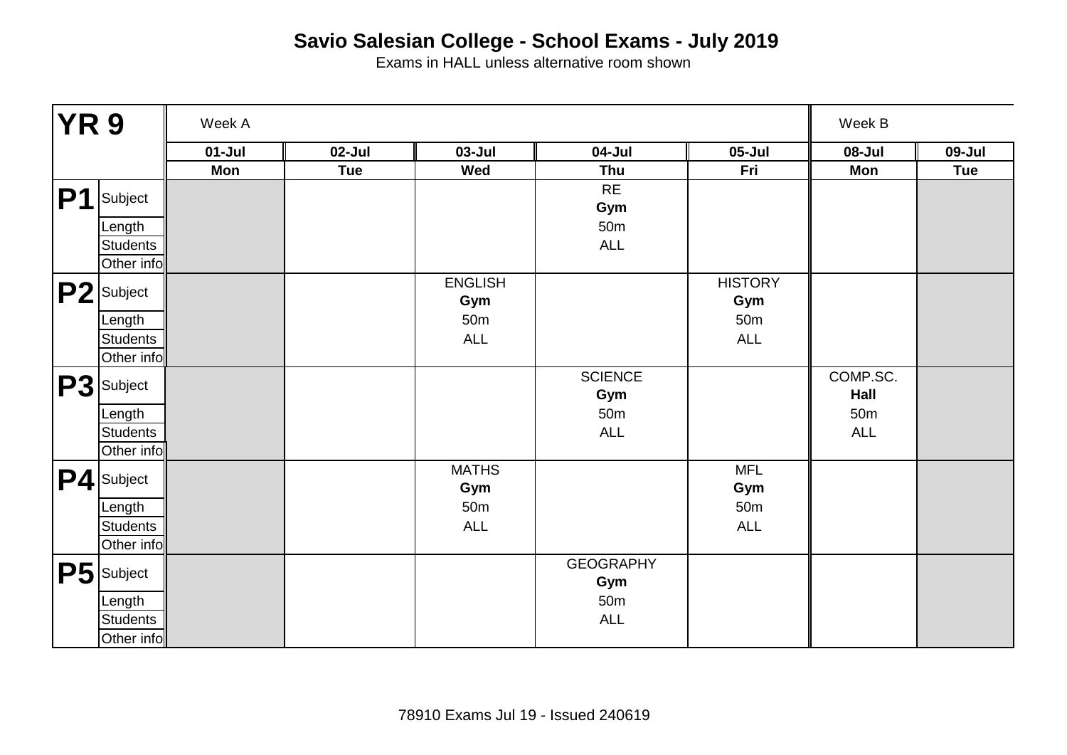# Savio Salesian College - School Exams - July 2019

Exams in HALL unless alternative room shown

| YR 9 | | Week A | | | | | Week B | |
|---|---|---|---|---|---|---|---|---|
| | | 01-Jul | 02-Jul | 03-Jul | 04-Jul | 05-Jul | 08-Jul | 09-Jul |
| | | Mon | Tue | Wed | Thu | Fri | Mon | Tue |
| P1 | Subject | | | | RE **Gym** | | | |
| | Length | | | | 50m | | | |
| | Students | | | | ALL | | | |
| | Other info | | | | | | | |
| P2 | Subject | | | ENGLISH **Gym** | | HISTORY **Gym** | | |
| | Length | | | 50m | | 50m | | |
| | Students | | | ALL | | ALL | | |
| | Other info | | | | | | | |
| P3 | Subject | | | | SCIENCE **Gym** | | COMP.SC. **Hall** | |
| | Length | | | | 50m | | 50m | |
| | Students | | | | ALL | | ALL | |
| | Other info | | | | | | | |
| P4 | Subject | | | MATHS **Gym** | | MFL **Gym** | | |
| | Length | | | 50m | | 50m | | |
| | Students | | | ALL | | ALL | | |
| | Other info | | | | | | | |
| P5 | Subject | | | | GEOGRAPHY **Gym** | | | |
| | Length | | | | 50m | | | |
| | Students | | | | ALL | | | |
| | Other info | | | | | | | |

78910 Exams Jul 19 - Issued 240619